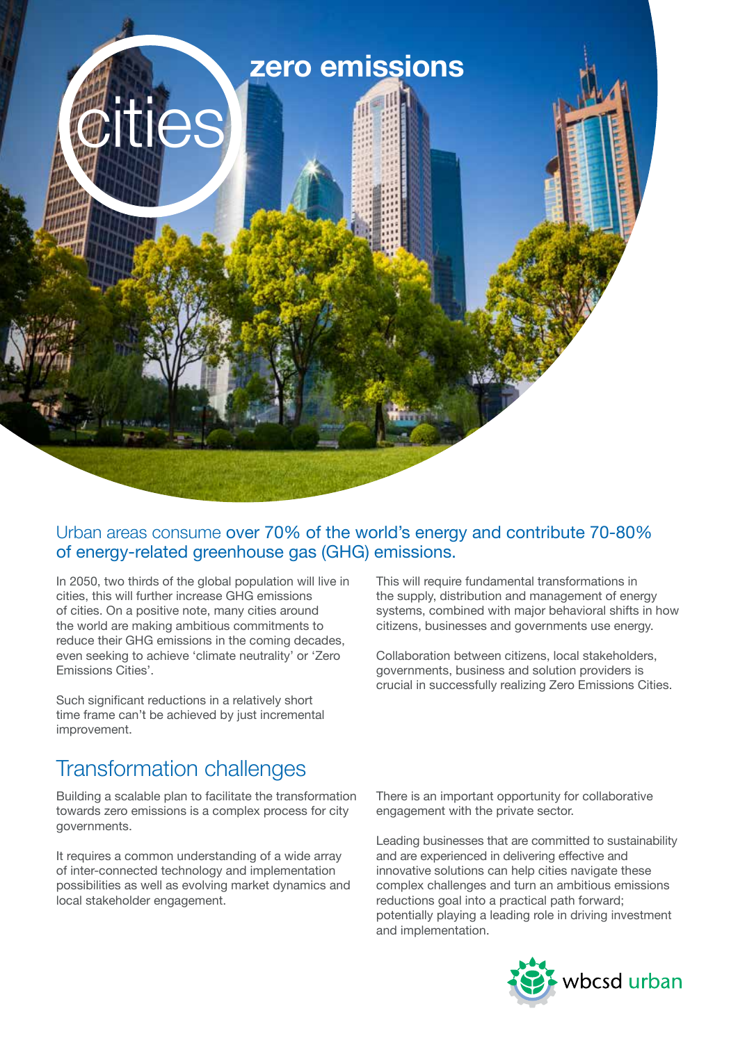# zero emissions cities

Urban areas consume over 70% of the world's energy and contribute 70-80% of energy-related greenhouse gas (GHG) emissions.

In 2050, two thirds of the global population will live in cities, this will further increase GHG emissions of cities. On a positive note, many cities around the world are making ambitious commitments to reduce their GHG emissions in the coming decades, even seeking to achieve 'climate neutrality' or 'Zero Emissions Cities'.

Such significant reductions in a relatively short time frame can't be achieved by just incremental improvement.

This will require fundamental transformations in the supply, distribution and management of energy systems, combined with major behavioral shifts in how citizens, businesses and governments use energy.

Collaboration between citizens, local stakeholders, governments, business and solution providers is crucial in successfully realizing Zero Emissions Cities.

## Transformation challenges

Building a scalable plan to facilitate the transformation towards zero emissions is a complex process for city governments.

It requires a common understanding of a wide array of inter-connected technology and implementation possibilities as well as evolving market dynamics and local stakeholder engagement.

There is an important opportunity for collaborative engagement with the private sector.

Leading businesses that are committed to sustainability and are experienced in delivering effective and innovative solutions can help cities navigate these complex challenges and turn an ambitious emissions reductions goal into a practical path forward; potentially playing a leading role in driving investment and implementation.

wbcsd urban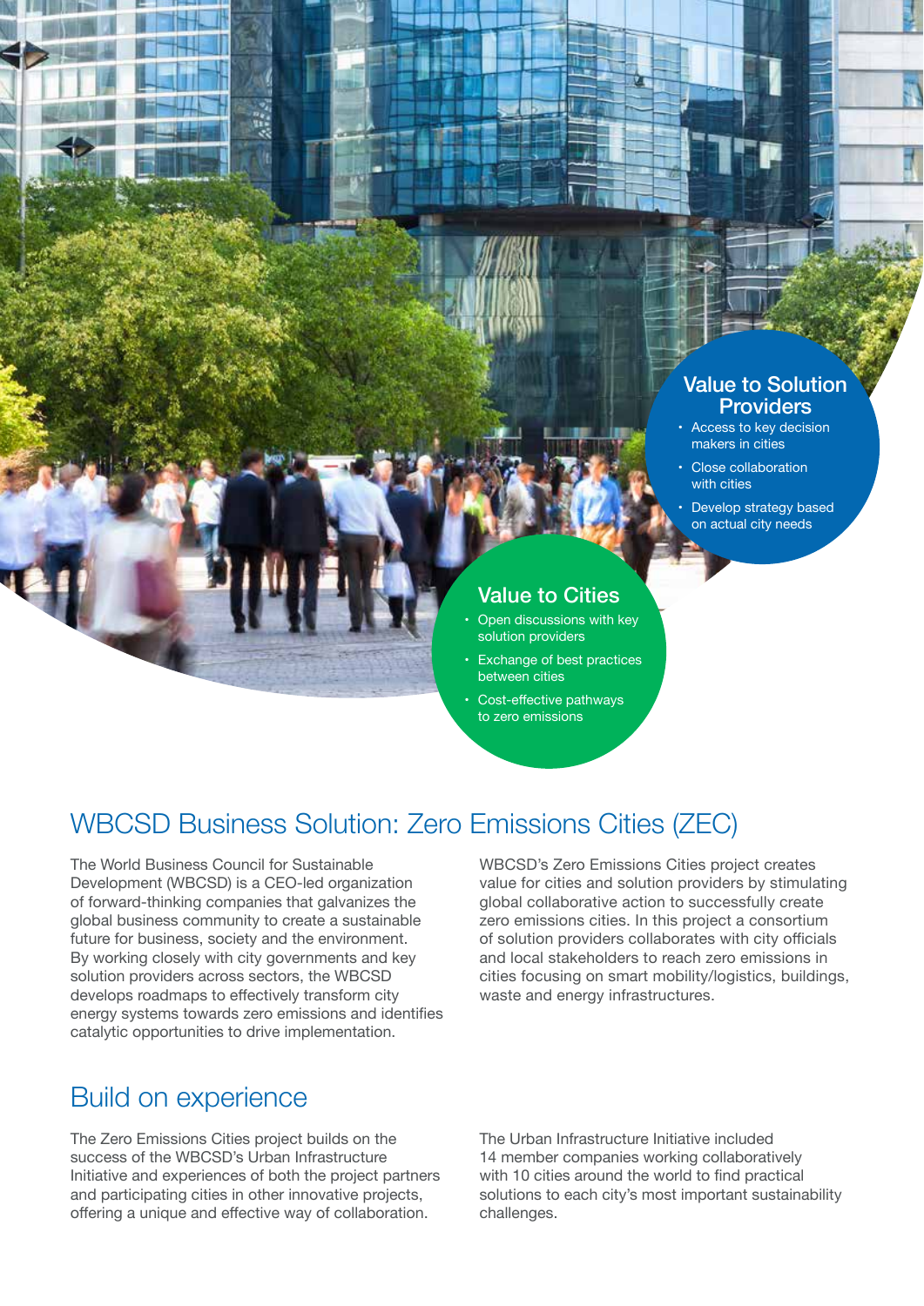## Value to Solution Providers

- Access to key decision makers in cities
- Close collaboration with cities
- Develop strategy based on actual city needs

## Value to Cities

- Open discussions with key solution providers
- Exchange of best practices between cities
- Cost-effective pathways to zero emissions

# WBCSD Business Solution: Zero Emissions Cities (ZEC)

The World Business Council for Sustainable Development (WBCSD) is a CEO-led organization of forward-thinking companies that galvanizes the global business community to create a sustainable future for business, society and the environment. By working closely with city governments and key solution providers across sectors, the WBCSD develops roadmaps to effectively transform city energy systems towards zero emissions and identifies catalytic opportunities to drive implementation.

WBCSD's Zero Emissions Cities project creates value for cities and solution providers by stimulating global collaborative action to successfully create zero emissions cities. In this project a consortium of solution providers collaborates with city officials and local stakeholders to reach zero emissions in cities focusing on smart mobility/logistics, buildings, waste and energy infrastructures.

# Build on experience

The Zero Emissions Cities project builds on the success of the WBCSD's Urban Infrastructure Initiative and experiences of both the project partners and participating cities in other innovative projects, offering a unique and effective way of collaboration.

The Urban Infrastructure Initiative included 14 member companies working collaboratively with 10 cities around the world to find practical solutions to each city's most important sustainability challenges.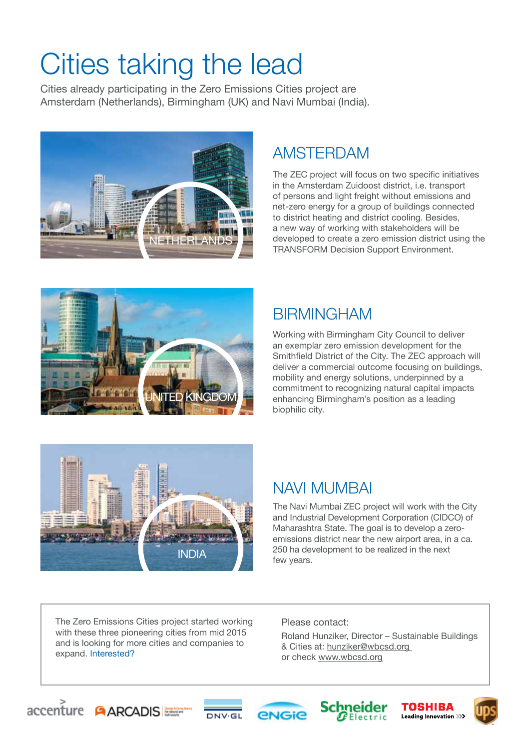# Cities taking the lead

Cities already participating in the Zero Emissions Cities project are Amsterdam (Netherlands), Birmingham (UK) and Navi Mumbai (India).

NETHERLANDS

## AMSTERDAM

The ZEC project will focus on two specific initiatives in the Amsterdam Zuidoost district, i.e. transport of persons and light freight without emissions and net-zero energy for a group of buildings connected to district heating and district cooling. Besides, a new way of working with stakeholders will be developed to create a zero emission district using the TRANSFORM Decision Support Environment.

UNITED KINGDOM

## BIRMINGHAM

Working with Birmingham City Council to deliver an exemplar zero emission development for the Smithfield District of the City. The ZEC approach will deliver a commercial outcome focusing on buildings, mobility and energy solutions, underpinned by a commitment to recognizing natural capital impacts enhancing Birmingham's position as a leading biophilic city.

INDIA

## NAVI MUMBAI

The Navi Mumbai ZEC project will work with the City and Industrial Development Corporation (CIDCO) of Maharashtra State. The goal is to develop a zero-emissions district near the new airport area, in a ca. 250 ha development to be realized in the next few years.

The Zero Emissions Cities project started working with these three pioneering cities from mid 2015 and is looking for more cities and companies to expand. Interested?

Please contact:

Roland Hunziker, Director – Sustainable Buildings & Cities at: hunziker@wbcsd.org
or check www.wbcsd.org

accenture ARCADIS DNV·GL ENGIE Schneider Electric TOSHIBA Leading Innovation UPS